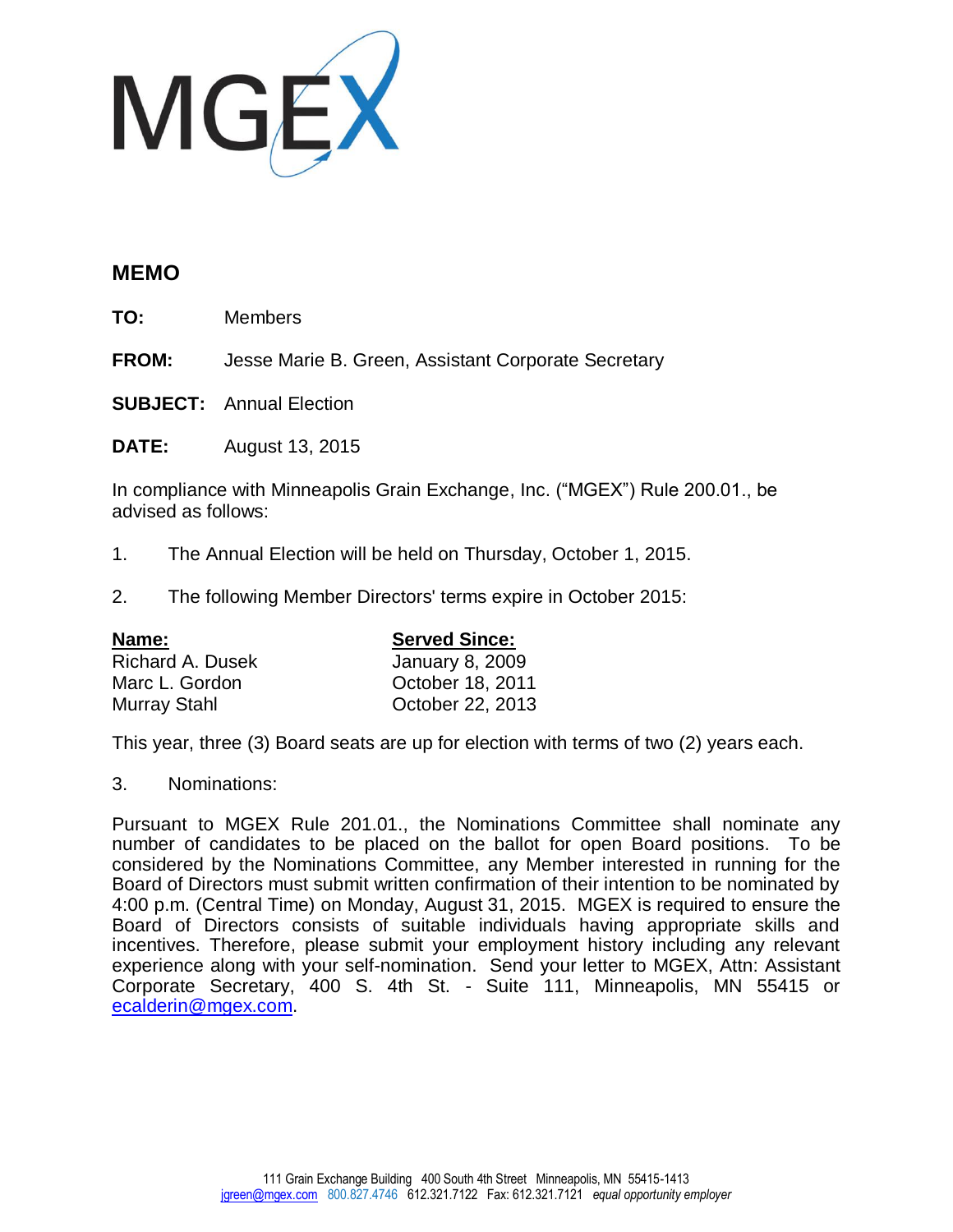MGEX

## MEMO

**TO:** Members

**FROM:** Jesse Marie B. Green, Assistant Corporate Secretary

**SUBJECT:** Annual Election

**DATE:** August 13, 2015

In compliance with Minneapolis Grain Exchange, Inc. ("MGEX") Rule 200.01., be advised as follows:

1. The Annual Election will be held on Thursday, October 1, 2015.

2. The following Member Directors' terms expire in October 2015:

| Name: | Served Since: |
|---|---|
| Richard A. Dusek | January 8, 2009 |
| Marc L. Gordon | October 18, 2011 |
| Murray Stahl | October 22, 2013 |

This year, three (3) Board seats are up for election with terms of two (2) years each.

3. Nominations:

Pursuant to MGEX Rule 201.01., the Nominations Committee shall nominate any number of candidates to be placed on the ballot for open Board positions. To be considered by the Nominations Committee, any Member interested in running for the Board of Directors must submit written confirmation of their intention to be nominated by 4:00 p.m. (Central Time) on Monday, August 31, 2015. MGEX is required to ensure the Board of Directors consists of suitable individuals having appropriate skills and incentives. Therefore, please submit your employment history including any relevant experience along with your self-nomination. Send your letter to MGEX, Attn: Assistant Corporate Secretary, 400 S. 4th St. - Suite 111, Minneapolis, MN 55415 or ecalderin@mgex.com.

111 Grain Exchange Building 400 South 4th Street Minneapolis, MN 55415-1413
jgreen@mgex.com 800.827.4746 612.321.7122 Fax: 612.321.7121 *equal opportunity employer*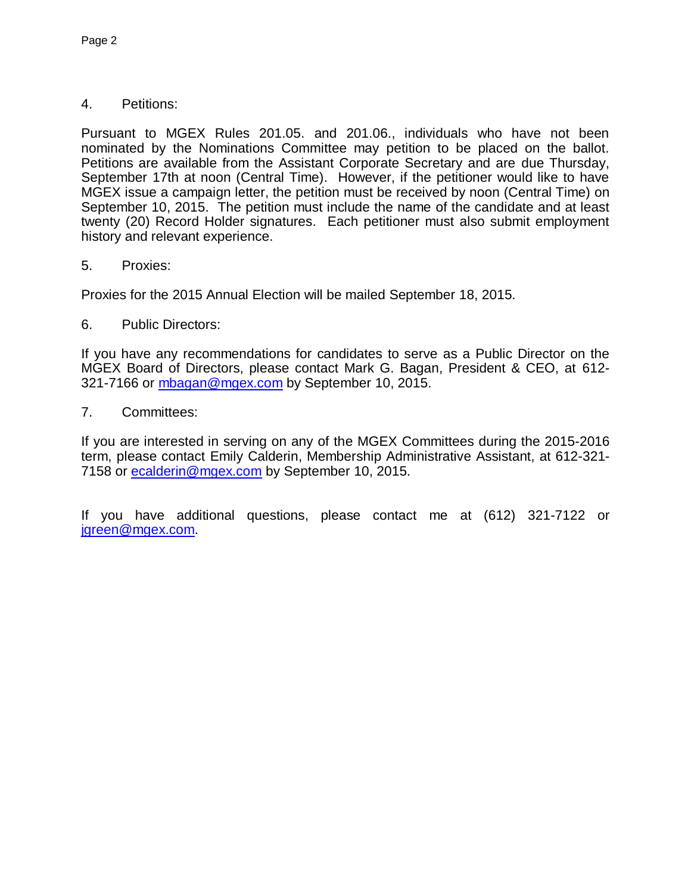4. Petitions:

Pursuant to MGEX Rules 201.05. and 201.06., individuals who have not been nominated by the Nominations Committee may petition to be placed on the ballot. Petitions are available from the Assistant Corporate Secretary and are due Thursday, September 17th at noon (Central Time). However, if the petitioner would like to have MGEX issue a campaign letter, the petition must be received by noon (Central Time) on September 10, 2015. The petition must include the name of the candidate and at least twenty (20) Record Holder signatures. Each petitioner must also submit employment history and relevant experience.

5. Proxies:

Proxies for the 2015 Annual Election will be mailed September 18, 2015.

6. Public Directors:

If you have any recommendations for candidates to serve as a Public Director on the MGEX Board of Directors, please contact Mark G. Bagan, President & CEO, at 612-321-7166 or mbagan@mgex.com by September 10, 2015.

7. Committees:

If you are interested in serving on any of the MGEX Committees during the 2015-2016 term, please contact Emily Calderin, Membership Administrative Assistant, at 612-321-7158 or ecalderin@mgex.com by September 10, 2015.

If you have additional questions, please contact me at (612) 321-7122 or jgreen@mgex.com.